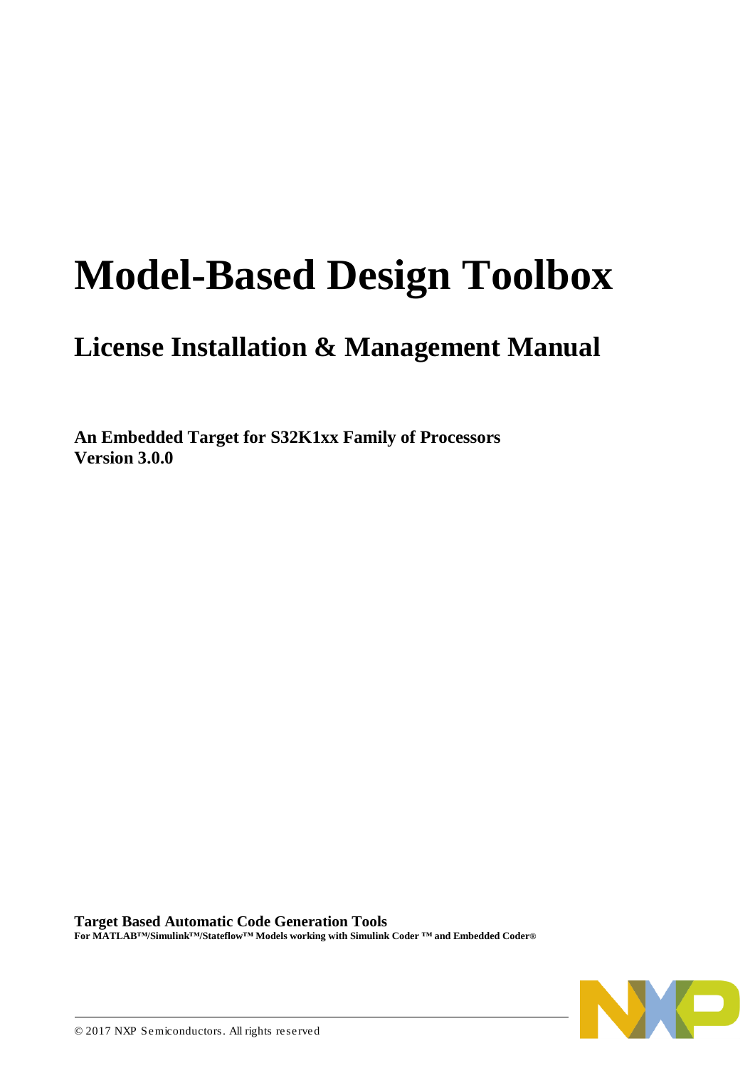# Model-Based Design Toolbox

## License Installation & Management Manual

**An Embedded Target for S32K1xx Family of Processors**
**Version 3.0.0**

**Target Based Automatic Code Generation Tools**
**For MATLAB™/Simulink™/Stateflow™ Models working with Simulink Coder ™ and Embedded Coder®**

© 2017 NXP Semiconductors. All rights reserved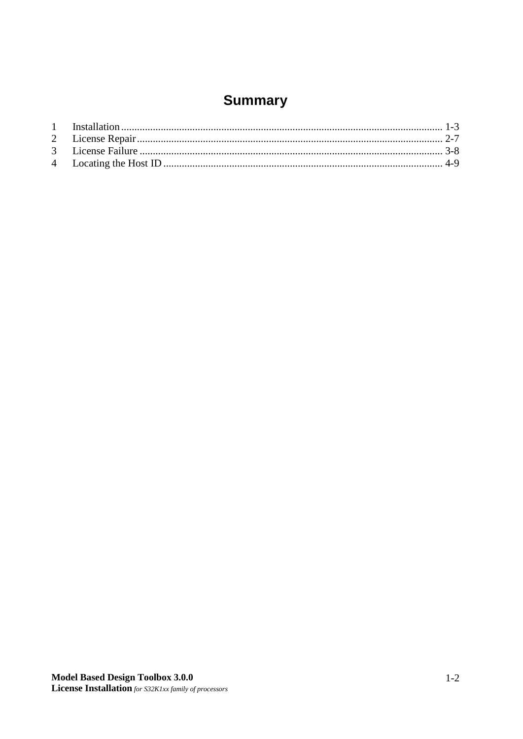# Summary

1 Installation ........................................................................................................................ 1-3
2 License Repair .................................................................................................................. 2-7
3 License Failure ................................................................................................................. 3-8
4 Locating the Host ID ........................................................................................................ 4-9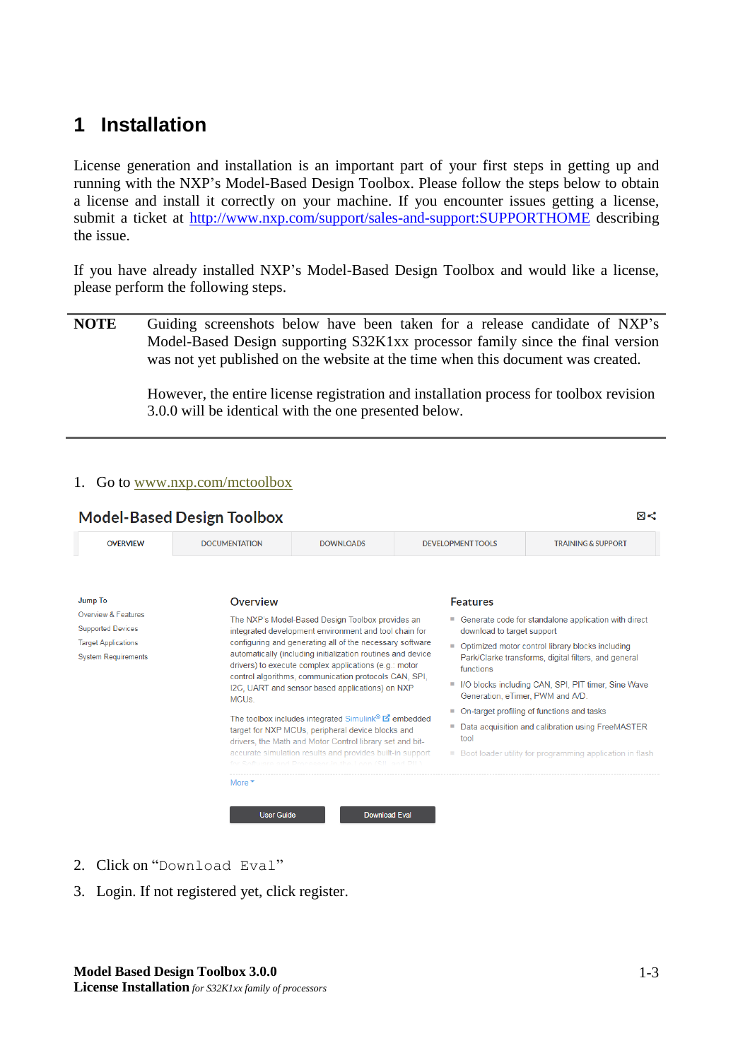# 1 Installation

License generation and installation is an important part of your first steps in getting up and running with the NXP's Model-Based Design Toolbox. Please follow the steps below to obtain a license and install it correctly on your machine. If you encounter issues getting a license, submit a ticket at http://www.nxp.com/support/sales-and-support:SUPPORTHOME describing the issue.

If you have already installed NXP's Model-Based Design Toolbox and would like a license, please perform the following steps.

**NOTE** Guiding screenshots below have been taken for a release candidate of NXP's Model-Based Design supporting S32K1xx processor family since the final version was not yet published on the website at the time when this document was created.

However, the entire license registration and installation process for toolbox revision 3.0.0 will be identical with the one presented below.

1. Go to www.nxp.com/mctoolbox

2. Click on "`Download Eval`"
3. Login. If not registered yet, click register.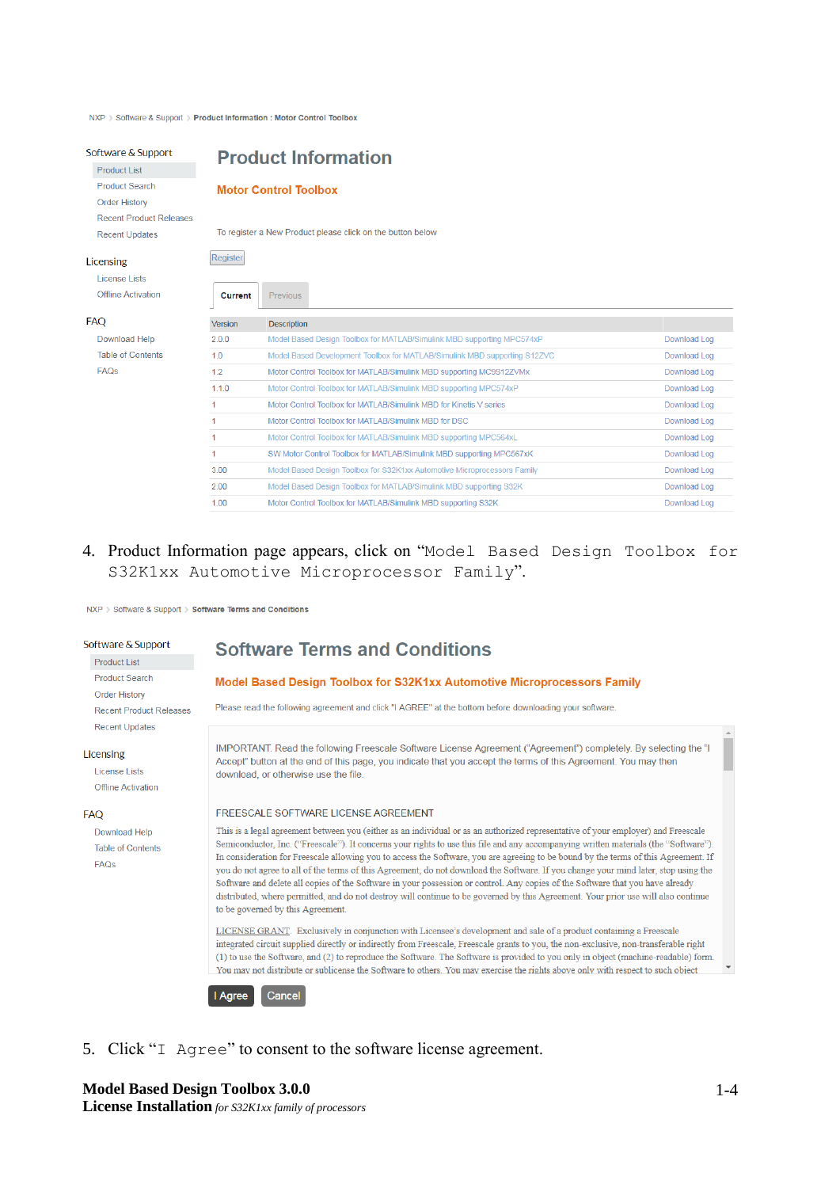NXP > Software & Support > Product Information : Motor Control Toolbox

Software & Support
- Product List
- Product Search
- Order History
- Recent Product Releases
- Recent Updates

Licensing
- License Lists
- Offline Activation

FAQ
- Download Help
- Table of Contents
- FAQs

## Product Information

### Motor Control Toolbox

To register a New Product please click on the button below

Register

Current | Previous

| Version | Description | |
|---|---|---|
| 2.0.0 | Model Based Design Toolbox for MATLAB/Simulink MBD supporting MPC574xP | Download Log |
| 1.0 | Model Based Development Toolbox for MATLAB/Simulink MBD supporting S12ZVC | Download Log |
| 1.2 | Motor Control Toolbox for MATLAB/Simulink MBD supporting MC9S12ZVMx | Download Log |
| 1.1.0 | Motor Control Toolbox for MATLAB/Simulink MBD supporting MPC574xP | Download Log |
| 1 | Motor Control Toolbox for MATLAB/Simulink MBD for Kinetis V series | Download Log |
| 1 | Motor Control Toolbox for MATLAB/Simulink MBD for DSC | Download Log |
| 1 | Motor Control Toolbox for MATLAB/Simulink MBD supporting MPC564xL | Download Log |
| 1 | SW Motor Control Toolbox for MATLAB/Simulink MBD supporting MPC567xK | Download Log |
| 3.00 | Model Based Design Toolbox for S32K1xx Automotive Microprocessors Family | Download Log |
| 2.00 | Model Based Design Toolbox for MATLAB/Simulink MBD supporting S32K | Download Log |
| 1.00 | Motor Control Toolbox for MATLAB/Simulink MBD supporting S32K | Download Log |

4. Product Information page appears, click on “`Model Based Design Toolbox for S32K1xx Automotive Microprocessor Family`”.

NXP > Software & Support > Software Terms and Conditions

Software & Support
- Product List
- Product Search
- Order History
- Recent Product Releases
- Recent Updates

Licensing
- License Lists
- Offline Activation

FAQ
- Download Help
- Table of Contents
- FAQs

## Software Terms and Conditions

### Model Based Design Toolbox for S32K1xx Automotive Microprocessors Family

Please read the following agreement and click "I AGREE" at the bottom before downloading your software.

IMPORTANT. Read the following Freescale Software License Agreement ("Agreement") completely. By selecting the "I Accept" button at the end of this page, you indicate that you accept the terms of this Agreement. You may then download, or otherwise use the file.

FREESCALE SOFTWARE LICENSE AGREEMENT

This is a legal agreement between you (either as an individual or as an authorized representative of your employer) and Freescale Semiconductor, Inc. ("Freescale"). It concerns your rights to use this file and any accompanying written materials (the "Software"). In consideration for Freescale allowing you to access the Software, you are agreeing to be bound by the terms of this Agreement. If you do not agree to all of the terms of this Agreement, do not download the Software. If you change your mind later, stop using the Software and delete all copies of the Software in your possession or control. Any copies of the Software that you have already distributed, where permitted, and do not destroy will continue to be governed by this Agreement. Your prior use will also continue to be governed by this Agreement.

LICENSE GRANT. Exclusively in conjunction with Licensee's development and sale of a product containing a Freescale integrated circuit supplied directly or indirectly from Freescale, Freescale grants to you, the non-exclusive, non-transferable right (1) to use the Software, and (2) to reproduce the Software. The Software is provided to you only in object (machine-readable) form. You may not distribute or sublicense the Software to others. You may exercise the rights above only with respect to such object

I Agree | Cancel

5. Click “`I Agree`” to consent to the software license agreement.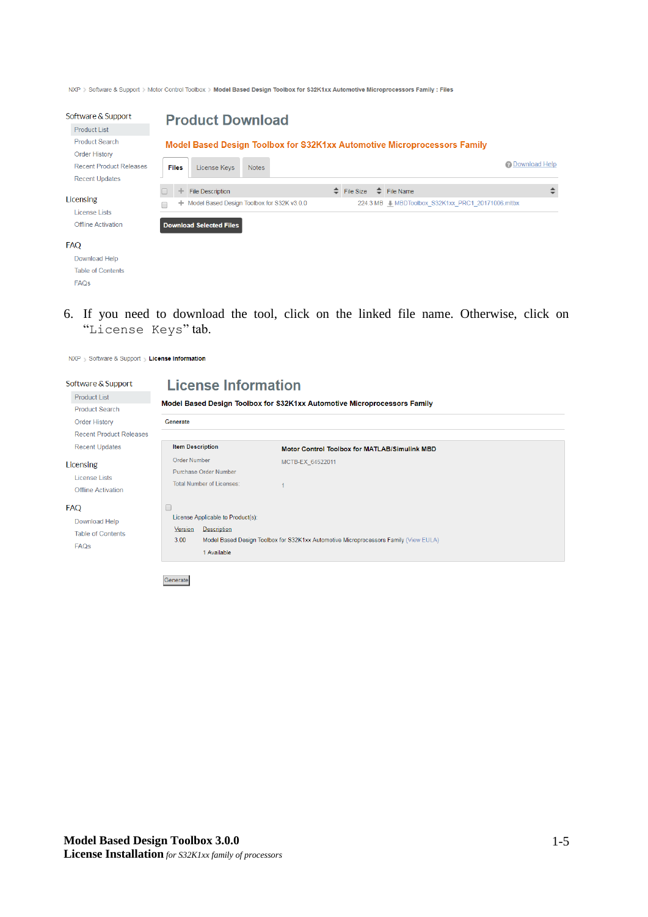NXP > Software & Support > Motor Control Toolbox > **Model Based Design Toolbox for S32K1xx Automotive Microprocessors Family : Files**

Software & Support
- Product List
- Product Search
- Order History
- Recent Product Releases
- Recent Updates

Licensing
- License Lists
- Offline Activation

FAQ
- Download Help
- Table of Contents
- FAQs

## Product Download

**Model Based Design Toolbox for S32K1xx Automotive Microprocessors Family**

Files | License Keys | Notes — Download Help

| | File Description | File Size | File Name |
|---|---|---|---|
| | Model Based Design Toolbox for S32K v3.0.0 | 224.3 MB | MBDToolbox_S32K1xx_PRC1_20171006.mltbx |

**Download Selected Files**

6. If you need to download the tool, click on the linked file name. Otherwise, click on "`License Keys`" tab.

NXP > Software & Support > **License Information**

Software & Support
- Product List
- Product Search
- Order History
- Recent Product Releases
- Recent Updates

Licensing
- License Lists
- Offline Activation

FAQ
- Download Help
- Table of Contents
- FAQs

## License Information

**Model Based Design Toolbox for S32K1xx Automotive Microprocessors Family**

Generate

| | |
|---|---|
| **Item Description** | **Motor Control Toolbox for MATLAB/Simulink MBD** |
| Order Number | MCTB-EX_64522011 |
| Purchase Order Number | |
| Total Number of Licenses: | 1 |

License Applicable to Product(s):

| Version | Description |
|---|---|
| 3.00 | Model Based Design Toolbox for S32K1xx Automotive Microprocessors Family (View EULA) |
| | 1 Available |

Generate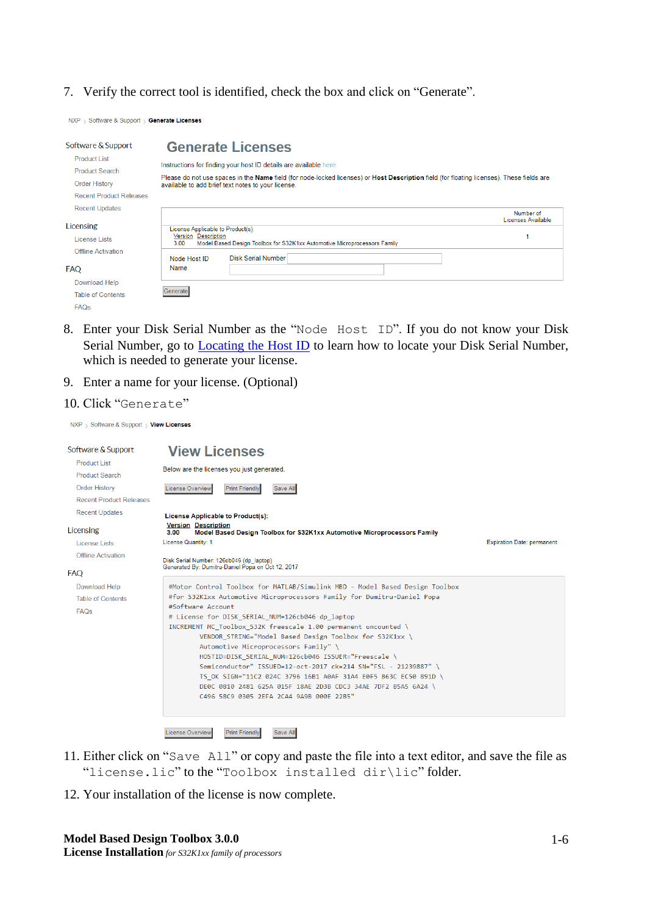7. Verify the correct tool is identified, check the box and click on “Generate”.

NXP › Software & Support › **Generate Licenses**

Software & Support
- Product List
- Product Search
- Order History
- Recent Product Releases
- Recent Updates

Licensing
- License Lists
- Offline Activation

FAQ
- Download Help
- Table of Contents
- FAQs

## Generate Licenses

Instructions for finding your host ID details are available here

Please do not use spaces in the **Name** field (for node-locked licenses) or **Host Description** field (for floating licenses). These fields are available to add brief text notes to your license.

| License Applicable to Product(s): | Number of Licenses Available |
|---|---|
| Version Description<br>3.00 Model Based Design Toolbox for S32K1xx Automotive Microprocessors Family | 1 |
| Node Host ID Disk Serial Number<br>Name | |

Generate

8. Enter your Disk Serial Number as the “`Node Host ID`”. If you do not know your Disk Serial Number, go to Locating the Host ID to learn how to locate your Disk Serial Number, which is needed to generate your license.
9. Enter a name for your license. (Optional)
10. Click “`Generate`”

NXP › Software & Support › **View Licenses**

Software & Support
- Product List
- Product Search
- Order History
- Recent Product Releases
- Recent Updates

Licensing
- License Lists
- Offline Activation

FAQ
- Download Help
- Table of Contents
- FAQs

## View Licenses

Below are the licenses you just generated.

License Overview | Print Friendly | Save All

**License Applicable to Product(s):**

**Version Description**
**3.00 Model Based Design Toolbox for S32K1xx Automotive Microprocessors Family**

License Quantity: 1 Expiration Date: permanent

Disk Serial Number: 126cb046 (dp_laptop)
Generated By: Dumitru-Daniel Popa on Oct 12, 2017

```
#Motor Control Toolbox for MATLAB/Simulink MBD - Model Based Design Toolbox
#for S32K1xx Automotive Microprocessors Family for Dumitru-Daniel Popa
#Software Account
# License for DISK_SERIAL_NUM=126cb046 dp_laptop
INCREMENT MC_Toolbox_S32K freescale 1.00 permanent uncounted \
        VENDOR_STRING="Model Based Design Toolbox for S32K1xx \
        Automotive Microprocessors Family" \
        HOSTID=DISK_SERIAL_NUM=126cb046 ISSUER="Freescale \
        Semiconductor" ISSUED=12-oct-2017 ck=214 SN="FSL - 21239887" \
        TS_OK SIGN="11C2 024C 3796 16B1 A0AF 31A4 E0F5 B63C EC50 891D \
        DE0C 0810 2481 625A 015F 18AE 2D3B CDC3 34AE 7DF2 B5A5 6A24 \
        C496 58C9 0305 2EFA 2CA4 9A9B 000E 2285"
```

License Overview | Print Friendly | Save All

11. Either click on “`Save All`” or copy and paste the file into a text editor, and save the file as “`license.lic`” to the “`Toolbox installed dir\lic`” folder.
12. Your installation of the license is now complete.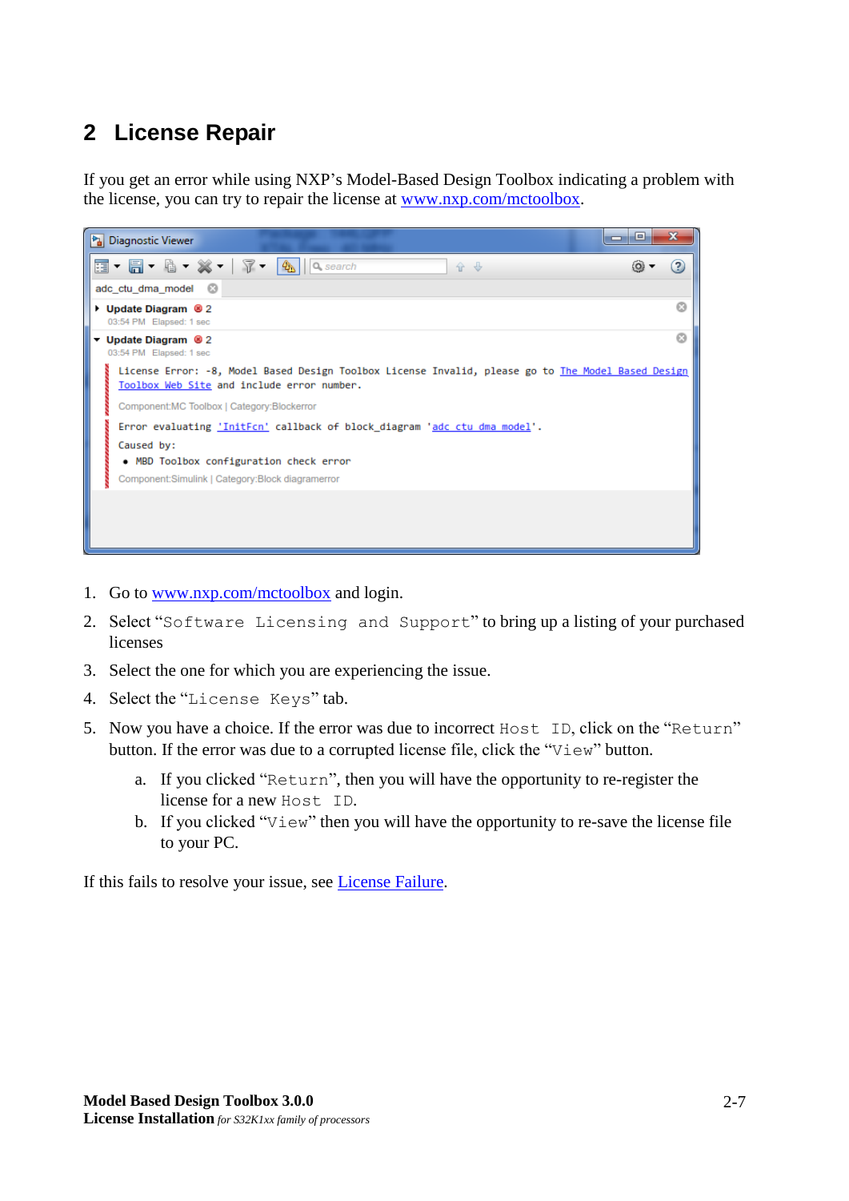# 2 License Repair

If you get an error while using NXP's Model-Based Design Toolbox indicating a problem with the license, you can try to repair the license at www.nxp.com/mctoolbox.

1. Go to www.nxp.com/mctoolbox and login.
2. Select "Software Licensing and Support" to bring up a listing of your purchased licenses
3. Select the one for which you are experiencing the issue.
4. Select the "License Keys" tab.
5. Now you have a choice. If the error was due to incorrect Host ID, click on the "Return" button. If the error was due to a corrupted license file, click the "View" button.
   a. If you clicked "Return", then you will have the opportunity to re-register the license for a new Host ID.
   b. If you clicked "View" then you will have the opportunity to re-save the license file to your PC.

If this fails to resolve your issue, see License Failure.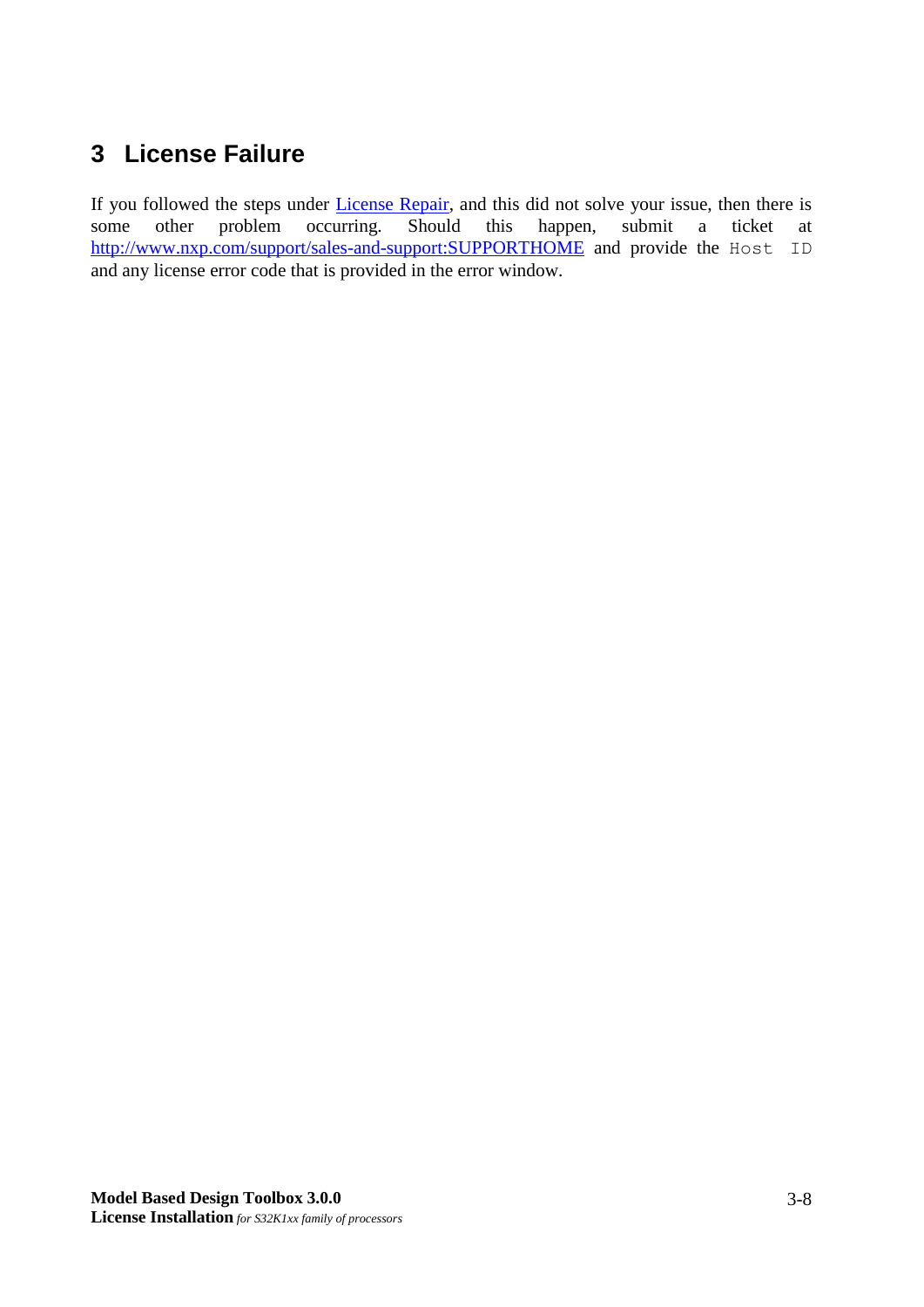# 3 License Failure

If you followed the steps under License Repair, and this did not solve your issue, then there is some other problem occurring. Should this happen, submit a ticket at http://www.nxp.com/support/sales-and-support:SUPPORTHOME and provide the `Host ID` and any license error code that is provided in the error window.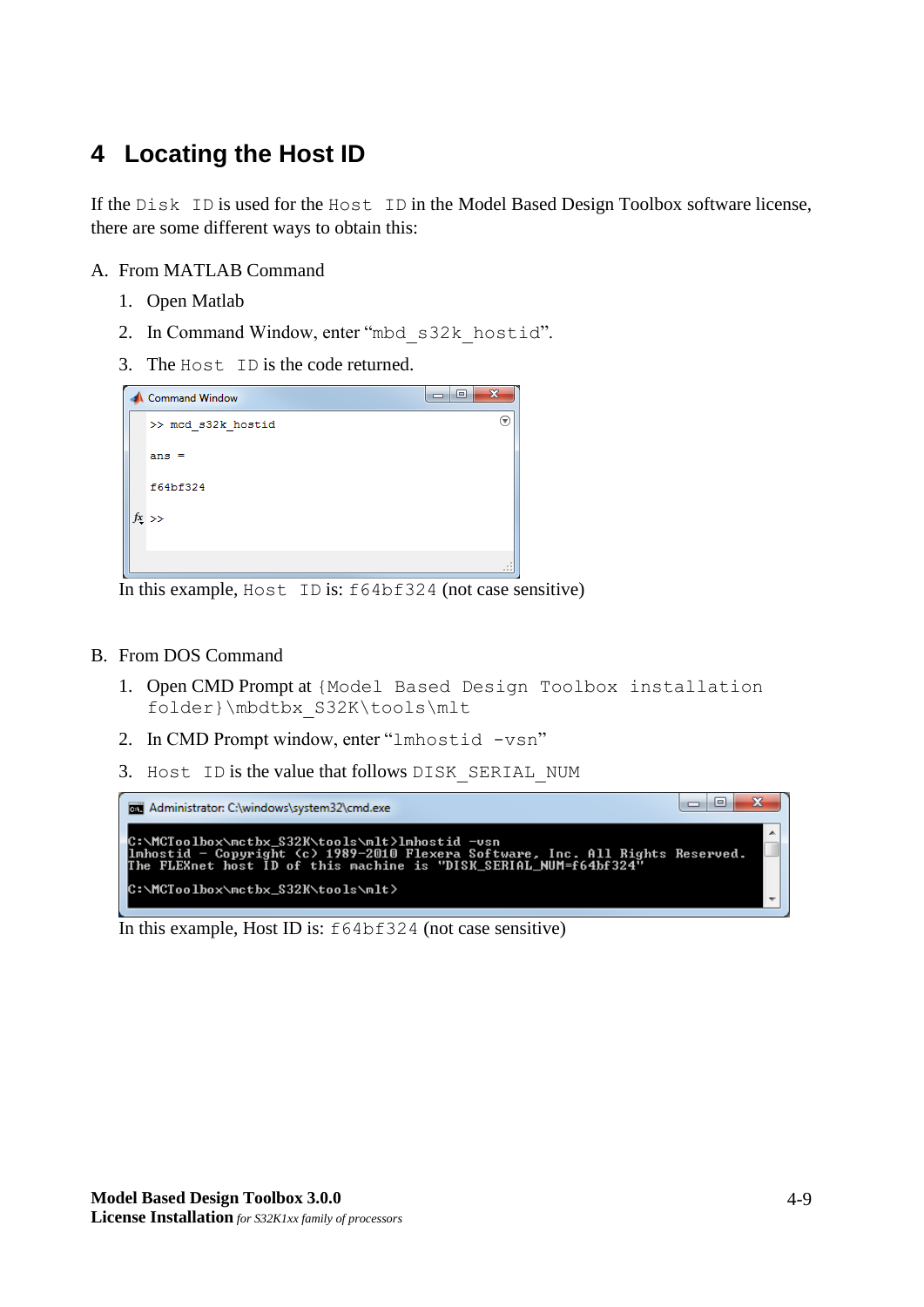# 4 Locating the Host ID

If the `Disk ID` is used for the `Host ID` in the Model Based Design Toolbox software license, there are some different ways to obtain this:

A. From MATLAB Command

1. Open Matlab
2. In Command Window, enter "`mbd_s32k_hostid`".
3. The `Host ID` is the code returned.

```
>> mcd_s32k_hostid

ans =

f64bf324

>>
```

In this example, `Host ID` is: `f64bf324` (not case sensitive)

B. From DOS Command

1. Open CMD Prompt at `{Model Based Design Toolbox installation folder}\mbdtbx_S32K\tools\mlt`
2. In CMD Prompt window, enter "`lmhostid -vsn`"
3. `Host ID` is the value that follows `DISK_SERIAL_NUM`

```
C:\MCToolbox\mctbx_S32K\tools\mlt>lmhostid -vsn
lmhostid - Copyright (c) 1989-2010 Flexera Software, Inc. All Rights Reserved.
The FLEXnet host ID of this machine is "DISK_SERIAL_NUM=f64bf324"

C:\MCToolbox\mctbx_S32K\tools\mlt>
```

In this example, Host ID is: `f64bf324` (not case sensitive)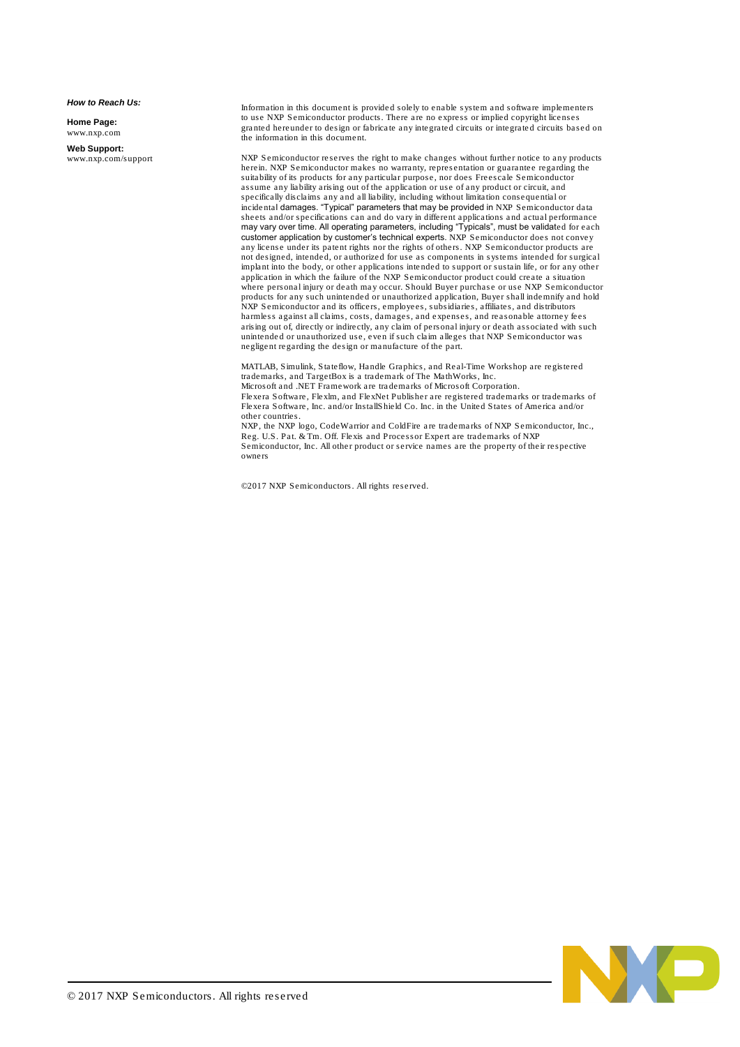***How to Reach Us:***

**Home Page:**
www.nxp.com

**Web Support:**
www.nxp.com/support

Information in this document is provided solely to enable system and software implementers to use NXP Semiconductor products. There are no express or implied copyright licenses granted hereunder to design or fabricate any integrated circuits or integrated circuits based on the information in this document.

NXP Semiconductor reserves the right to make changes without further notice to any products herein. NXP Semiconductor makes no warranty, representation or guarantee regarding the suitability of its products for any particular purpose, nor does Freescale Semiconductor assume any liability arising out of the application or use of any product or circuit, and specifically disclaims any and all liability, including without limitation consequential or incidental damages. "Typical" parameters that may be provided in NXP Semiconductor data sheets and/or specifications can and do vary in different applications and actual performance may vary over time. All operating parameters, including "Typicals", must be validated for each customer application by customer's technical experts. NXP Semiconductor does not convey any license under its patent rights nor the rights of others. NXP Semiconductor products are not designed, intended, or authorized for use as components in systems intended for surgical implant into the body, or other applications intended to support or sustain life, or for any other application in which the failure of the NXP Semiconductor product could create a situation where personal injury or death may occur. Should Buyer purchase or use NXP Semiconductor products for any such unintended or unauthorized application, Buyer shall indemnify and hold NXP Semiconductor and its officers, employees, subsidiaries, affiliates, and distributors harmless against all claims, costs, damages, and expenses, and reasonable attorney fees arising out of, directly or indirectly, any claim of personal injury or death associated with such unintended or unauthorized use, even if such claim alleges that NXP Semiconductor was negligent regarding the design or manufacture of the part.

MATLAB, Simulink, Stateflow, Handle Graphics, and Real-Time Workshop are registered trademarks, and TargetBox is a trademark of The MathWorks, Inc.
Microsoft and .NET Framework are trademarks of Microsoft Corporation.
Flexera Software, Flexlm, and FlexNet Publisher are registered trademarks or trademarks of Flexera Software, Inc. and/or InstallShield Co. Inc. in the United States of America and/or other countries.
NXP, the NXP logo, CodeWarrior and ColdFire are trademarks of NXP Semiconductor, Inc., Reg. U.S. Pat. & Tm. Off. Flexis and Processor Expert are trademarks of NXP Semiconductor, Inc. All other product or service names are the property of their respective owners

©2017 NXP Semiconductors. All rights reserved.